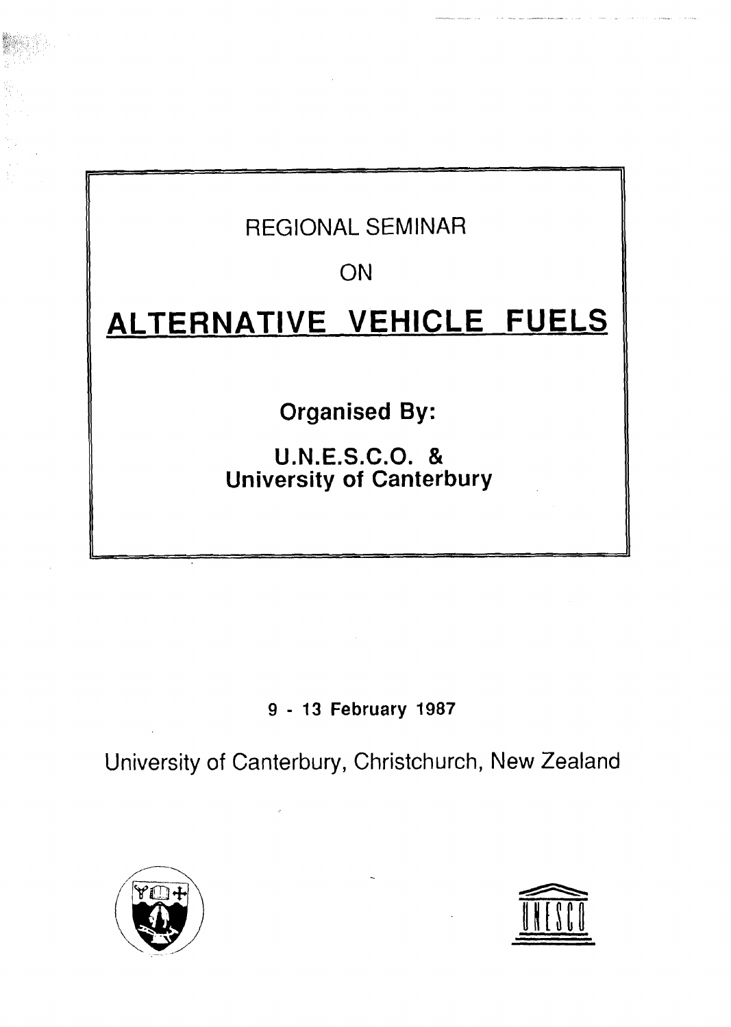REGIONAL SEMINAR

ON

# ALTERNATIVE VEHICLE FUELS

**Organised By:**

**U.N.E.S.C.O. &**
**University of Canterbury**

**9 - 13 February 1987**

University of Canterbury, Christchurch, New Zealand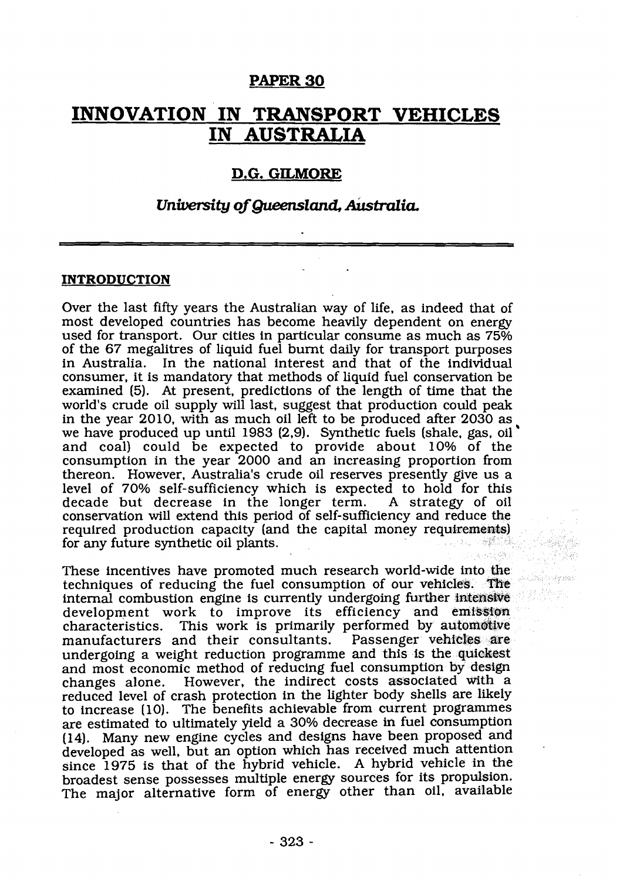**PAPER 30**

# INNOVATION IN TRANSPORT VEHICLES IN AUSTRALIA

## D.G. GILMORE

### *University of Queensland, Australia.*

## INTRODUCTION

Over the last fifty years the Australian way of life, as indeed that of most developed countries has become heavily dependent on energy used for transport. Our cities in particular consume as much as 75% of the 67 megalitres of liquid fuel burnt daily for transport purposes in Australia. In the national interest and that of the individual consumer, it is mandatory that methods of liquid fuel conservation be examined (5). At present, predictions of the length of time that the world's crude oil supply will last, suggest that production could peak in the year 2010, with as much oil left to be produced after 2030 as we have produced up until 1983 (2,9). Synthetic fuels (shale, gas, oil and coal) could be expected to provide about 10% of the consumption in the year 2000 and an increasing proportion from thereon. However, Australia's crude oil reserves presently give us a level of 70% self-sufficiency which is expected to hold for this decade but decrease in the longer term. A strategy of oil conservation will extend this period of self-sufficiency and reduce the required production capacity (and the capital money requirements) for any future synthetic oil plants.

These incentives have promoted much research world-wide into the techniques of reducing the fuel consumption of our vehicles. The internal combustion engine is currently undergoing further intensive development work to improve its efficiency and emission characteristics. This work is primarily performed by automotive manufacturers and their consultants. Passenger vehicles are undergoing a weight reduction programme and this is the quickest and most economic method of reducing fuel consumption by design changes alone. However, the indirect costs associated with a reduced level of crash protection in the lighter body shells are likely to increase (10). The benefits achievable from current programmes are estimated to ultimately yield a 30% decrease in fuel consumption (14). Many new engine cycles and designs have been proposed and developed as well, but an option which has received much attention since 1975 is that of the hybrid vehicle. A hybrid vehicle in the broadest sense possesses multiple energy sources for its propulsion. The major alternative form of energy other than oil, available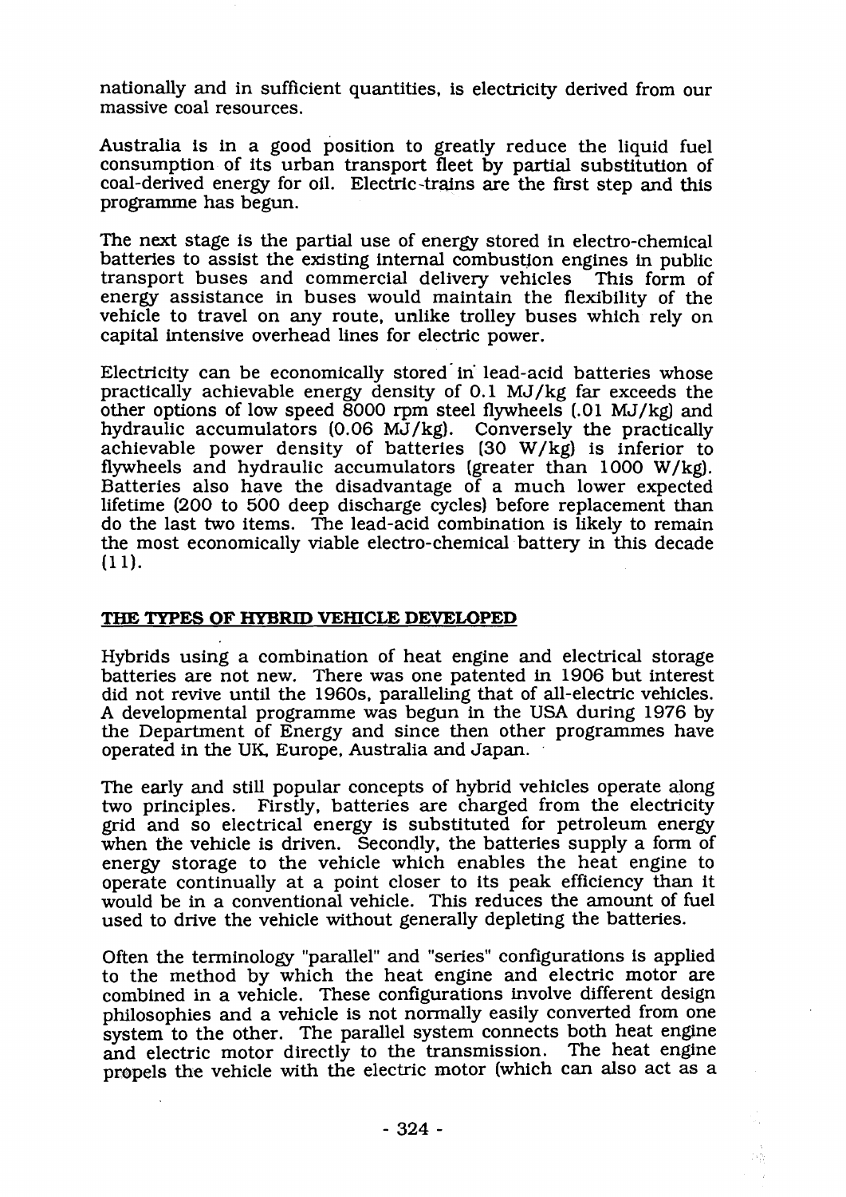nationally and in sufficient quantities, is electricity derived from our massive coal resources.

Australia is in a good position to greatly reduce the liquid fuel consumption of its urban transport fleet by partial substitution of coal-derived energy for oil. Electric trains are the first step and this programme has begun.

The next stage is the partial use of energy stored in electro-chemical batteries to assist the existing internal combustion engines in public transport buses and commercial delivery vehicles This form of energy assistance in buses would maintain the flexibility of the vehicle to travel on any route, unlike trolley buses which rely on capital intensive overhead lines for electric power.

Electricity can be economically stored in lead-acid batteries whose practically achievable energy density of 0.1 MJ/kg far exceeds the other options of low speed 8000 rpm steel flywheels (.01 MJ/kg) and hydraulic accumulators (0.06 MJ/kg). Conversely the practically achievable power density of batteries (30 W/kg) is inferior to flywheels and hydraulic accumulators (greater than 1000 W/kg). Batteries also have the disadvantage of a much lower expected lifetime (200 to 500 deep discharge cycles) before replacement than do the last two items. The lead-acid combination is likely to remain the most economically viable electro-chemical battery in this decade (11).

## THE TYPES OF HYBRID VEHICLE DEVELOPED

Hybrids using a combination of heat engine and electrical storage batteries are not new. There was one patented in 1906 but interest did not revive until the 1960s, paralleling that of all-electric vehicles. A developmental programme was begun in the USA during 1976 by the Department of Energy and since then other programmes have operated in the UK, Europe, Australia and Japan.

The early and still popular concepts of hybrid vehicles operate along two principles. Firstly, batteries are charged from the electricity grid and so electrical energy is substituted for petroleum energy when the vehicle is driven. Secondly, the batteries supply a form of energy storage to the vehicle which enables the heat engine to operate continually at a point closer to its peak efficiency than it would be in a conventional vehicle. This reduces the amount of fuel used to drive the vehicle without generally depleting the batteries.

Often the terminology "parallel" and "series" configurations is applied to the method by which the heat engine and electric motor are combined in a vehicle. These configurations involve different design philosophies and a vehicle is not normally easily converted from one system to the other. The parallel system connects both heat engine and electric motor directly to the transmission. The heat engine propels the vehicle with the electric motor (which can also act as a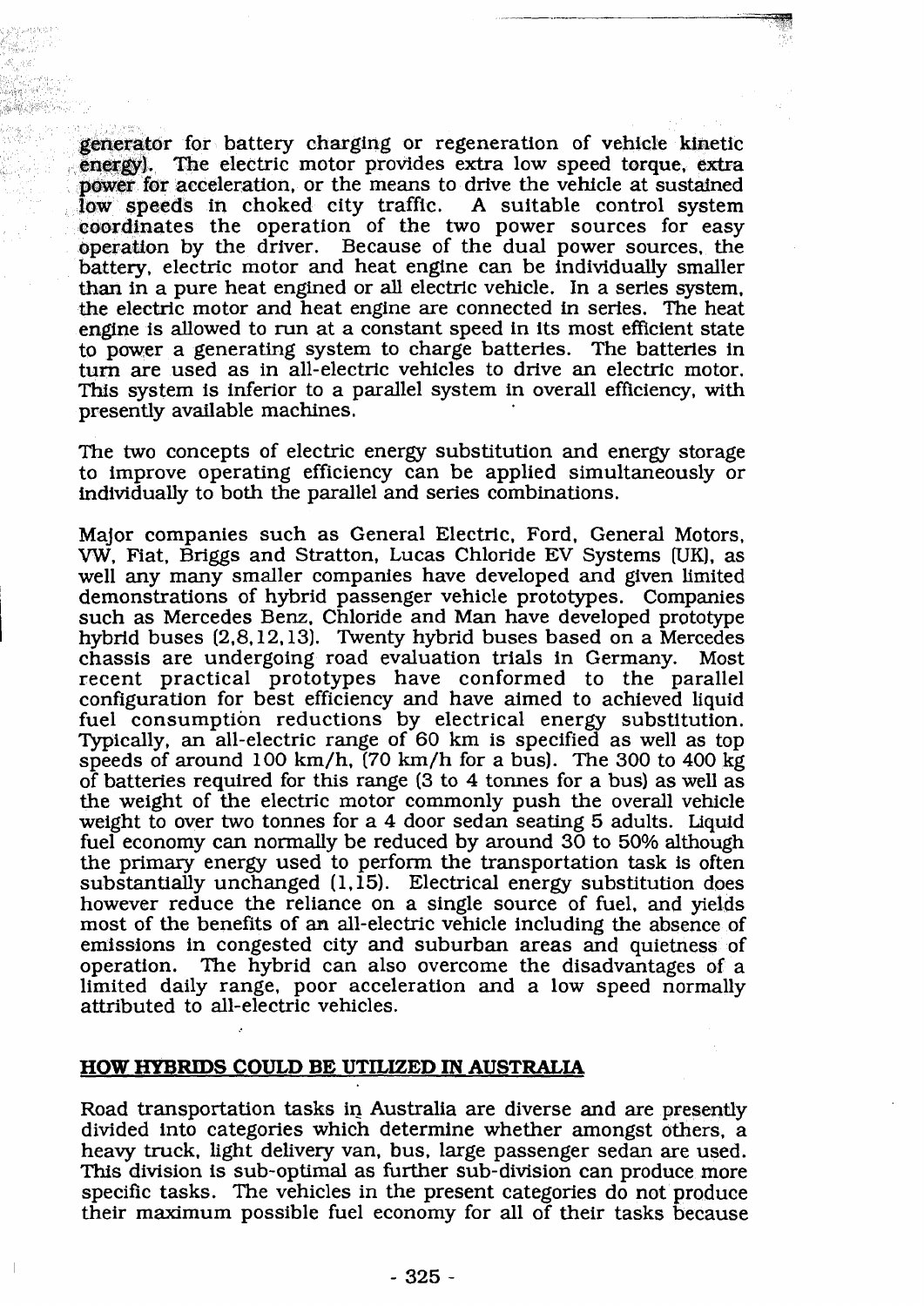generator for battery charging or regeneration of vehicle kinetic energy). The electric motor provides extra low speed torque, extra power for acceleration, or the means to drive the vehicle at sustained low speeds in choked city traffic. A suitable control system coordinates the operation of the two power sources for easy operation by the driver. Because of the dual power sources, the battery, electric motor and heat engine can be individually smaller than in a pure heat engined or all electric vehicle. In a series system, the electric motor and heat engine are connected in series. The heat engine is allowed to run at a constant speed in its most efficient state to power a generating system to charge batteries. The batteries in turn are used as in all-electric vehicles to drive an electric motor. This system is inferior to a parallel system in overall efficiency, with presently available machines.

The two concepts of electric energy substitution and energy storage to improve operating efficiency can be applied simultaneously or individually to both the parallel and series combinations.

Major companies such as General Electric, Ford, General Motors, VW, Fiat, Briggs and Stratton, Lucas Chloride EV Systems (UK), as well any many smaller companies have developed and given limited demonstrations of hybrid passenger vehicle prototypes. Companies such as Mercedes Benz, Chloride and Man have developed prototype hybrid buses (2,8,12,13). Twenty hybrid buses based on a Mercedes chassis are undergoing road evaluation trials in Germany. Most recent practical prototypes have conformed to the parallel configuration for best efficiency and have aimed to achieved liquid fuel consumption reductions by electrical energy substitution. Typically, an all-electric range of 60 km is specified as well as top speeds of around 100 km/h, (70 km/h for a bus). The 300 to 400 kg of batteries required for this range (3 to 4 tonnes for a bus) as well as the weight of the electric motor commonly push the overall vehicle weight to over two tonnes for a 4 door sedan seating 5 adults. Liquid fuel economy can normally be reduced by around 30 to 50% although the primary energy used to perform the transportation task is often substantially unchanged (1,15). Electrical energy substitution does however reduce the reliance on a single source of fuel, and yields most of the benefits of an all-electric vehicle including the absence of emissions in congested city and suburban areas and quietness of operation. The hybrid can also overcome the disadvantages of a limited daily range, poor acceleration and a low speed normally attributed to all-electric vehicles.

## HOW HYBRIDS COULD BE UTILIZED IN AUSTRALIA

Road transportation tasks in Australia are diverse and are presently divided into categories which determine whether amongst others, a heavy truck, light delivery van, bus, large passenger sedan are used. This division is sub-optimal as further sub-division can produce more specific tasks. The vehicles in the present categories do not produce their maximum possible fuel economy for all of their tasks because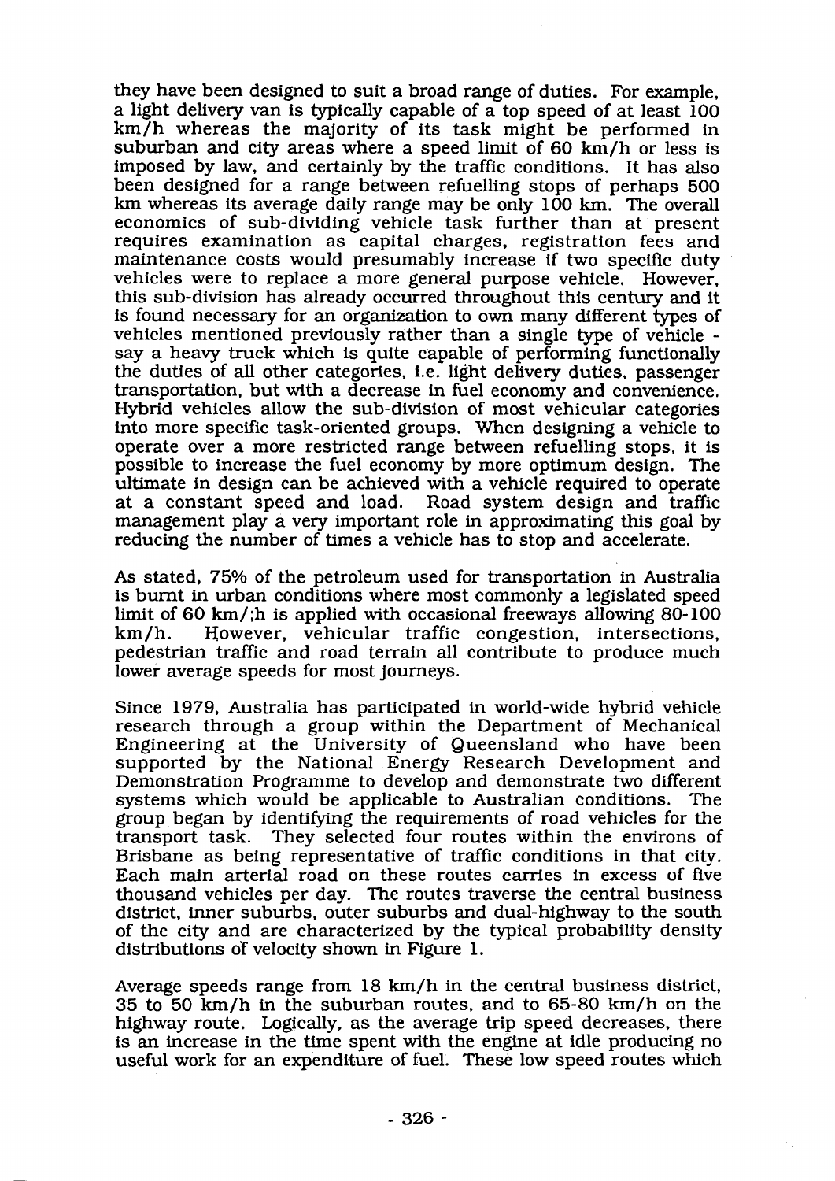they have been designed to suit a broad range of duties. For example, a light delivery van is typically capable of a top speed of at least 100 km/h whereas the majority of its task might be performed in suburban and city areas where a speed limit of 60 km/h or less is imposed by law, and certainly by the traffic conditions. It has also been designed for a range between refuelling stops of perhaps 500 km whereas its average daily range may be only 100 km. The overall economics of sub-dividing vehicle task further than at present requires examination as capital charges, registration fees and maintenance costs would presumably increase if two specific duty vehicles were to replace a more general purpose vehicle. However, this sub-division has already occurred throughout this century and it is found necessary for an organization to own many different types of vehicles mentioned previously rather than a single type of vehicle - say a heavy truck which is quite capable of performing functionally the duties of all other categories, i.e. light delivery duties, passenger transportation, but with a decrease in fuel economy and convenience. Hybrid vehicles allow the sub-division of most vehicular categories into more specific task-oriented groups. When designing a vehicle to operate over a more restricted range between refuelling stops, it is possible to increase the fuel economy by more optimum design. The ultimate in design can be achieved with a vehicle required to operate at a constant speed and load. Road system design and traffic management play a very important role in approximating this goal by reducing the number of times a vehicle has to stop and accelerate.

As stated, 75% of the petroleum used for transportation in Australia is burnt in urban conditions where most commonly a legislated speed limit of 60 km/;h is applied with occasional freeways allowing 80-100 km/h. However, vehicular traffic congestion, intersections, pedestrian traffic and road terrain all contribute to produce much lower average speeds for most journeys.

Since 1979, Australia has participated in world-wide hybrid vehicle research through a group within the Department of Mechanical Engineering at the University of Queensland who have been supported by the National Energy Research Development and Demonstration Programme to develop and demonstrate two different systems which would be applicable to Australian conditions. The group began by identifying the requirements of road vehicles for the transport task. They selected four routes within the environs of Brisbane as being representative of traffic conditions in that city. Each main arterial road on these routes carries in excess of five thousand vehicles per day. The routes traverse the central business district, inner suburbs, outer suburbs and dual-highway to the south of the city and are characterized by the typical probability density distributions of velocity shown in Figure 1.

Average speeds range from 18 km/h in the central business district, 35 to 50 km/h in the suburban routes, and to 65-80 km/h on the highway route. Logically, as the average trip speed decreases, there is an increase in the time spent with the engine at idle producing no useful work for an expenditure of fuel. These low speed routes which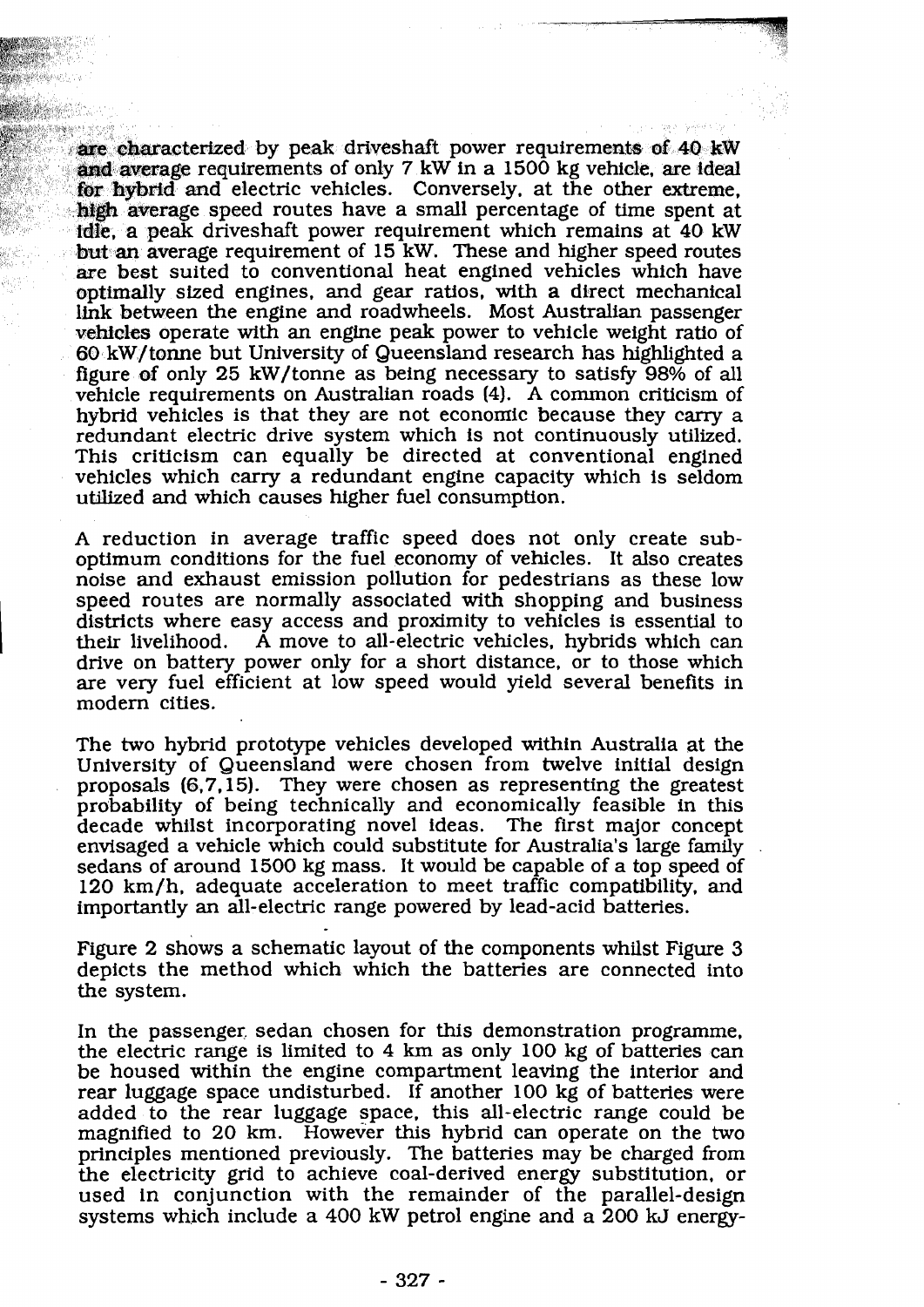are characterized by peak driveshaft power requirements of 40 kW and average requirements of only 7 kW in a 1500 kg vehicle, are ideal for hybrid and electric vehicles. Conversely, at the other extreme, high average speed routes have a small percentage of time spent at idle, a peak driveshaft power requirement which remains at 40 kW but an average requirement of 15 kW. These and higher speed routes are best suited to conventional heat engined vehicles which have optimally sized engines, and gear ratios, with a direct mechanical link between the engine and roadwheels. Most Australian passenger vehicles operate with an engine peak power to vehicle weight ratio of 60 kW/tonne but University of Queensland research has highlighted a figure of only 25 kW/tonne as being necessary to satisfy 98% of all vehicle requirements on Australian roads (4). A common criticism of hybrid vehicles is that they are not economic because they carry a redundant electric drive system which is not continuously utilized. This criticism can equally be directed at conventional engined vehicles which carry a redundant engine capacity which is seldom utilized and which causes higher fuel consumption.

A reduction in average traffic speed does not only create sub-optimum conditions for the fuel economy of vehicles. It also creates noise and exhaust emission pollution for pedestrians as these low speed routes are normally associated with shopping and business districts where easy access and proximity to vehicles is essential to their livelihood. A move to all-electric vehicles, hybrids which can drive on battery power only for a short distance, or to those which are very fuel efficient at low speed would yield several benefits in modern cities.

The two hybrid prototype vehicles developed within Australia at the University of Queensland were chosen from twelve initial design proposals (6,7,15). They were chosen as representing the greatest probability of being technically and economically feasible in this decade whilst incorporating novel ideas. The first major concept envisaged a vehicle which could substitute for Australia's large family sedans of around 1500 kg mass. It would be capable of a top speed of 120 km/h, adequate acceleration to meet traffic compatibility, and importantly an all-electric range powered by lead-acid batteries.

Figure 2 shows a schematic layout of the components whilst Figure 3 depicts the method which which the batteries are connected into the system.

In the passenger sedan chosen for this demonstration programme, the electric range is limited to 4 km as only 100 kg of batteries can be housed within the engine compartment leaving the interior and rear luggage space undisturbed. If another 100 kg of batteries were added to the rear luggage space, this all-electric range could be magnified to 20 km. However this hybrid can operate on the two principles mentioned previously. The batteries may be charged from the electricity grid to achieve coal-derived energy substitution, or used in conjunction with the remainder of the parallel-design systems which include a 400 kW petrol engine and a 200 kJ energy-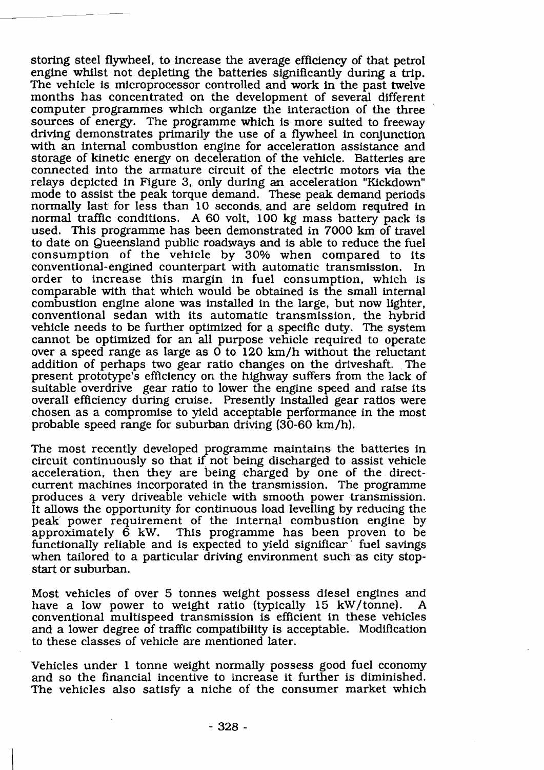storing steel flywheel, to increase the average efficiency of that petrol engine whilst not depleting the batteries significantly during a trip. The vehicle is microprocessor controlled and work in the past twelve months has concentrated on the development of several different computer programmes which organize the interaction of the three sources of energy. The programme which is more suited to freeway driving demonstrates primarily the use of a flywheel in conjunction with an internal combustion engine for acceleration assistance and storage of kinetic energy on deceleration of the vehicle. Batteries are connected into the armature circuit of the electric motors via the relays depicted in Figure 3, only during an acceleration "Kickdown" mode to assist the peak torque demand. These peak demand periods normally last for less than 10 seconds. and are seldom required in normal traffic conditions. A 60 volt, 100 kg mass battery pack is used. This programme has been demonstrated in 7000 km of travel to date on Queensland public roadways and is able to reduce the fuel consumption of the vehicle by 30% when compared to its conventional-engined counterpart with automatic transmission. In order to increase this margin in fuel consumption, which is comparable with that which would be obtained is the small internal combustion engine alone was installed in the large, but now lighter, conventional sedan with its automatic transmission, the hybrid vehicle needs to be further optimized for a specific duty. The system cannot be optimized for an all purpose vehicle required to operate over a speed range as large as 0 to 120 km/h without the reluctant addition of perhaps two gear ratio changes on the driveshaft. The present prototype's efficiency on the highway suffers from the lack of suitable overdrive gear ratio to lower the engine speed and raise its overall efficiency during cruise. Presently installed gear ratios were chosen as a compromise to yield acceptable performance in the most probable speed range for suburban driving (30-60 km/h).

The most recently developed programme maintains the batteries in circuit continuously so that if not being discharged to assist vehicle acceleration, then they are being charged by one of the direct-current machines incorporated in the transmission. The programme produces a very driveable vehicle with smooth power transmission. It allows the opportunity for continuous load levelling by reducing the peak power requirement of the internal combustion engine by approximately 6 kW. This programme has been proven to be functionally reliable and is expected to yield significant fuel savings when tailored to a particular driving environment such as city stop-start or suburban.

Most vehicles of over 5 tonnes weight possess diesel engines and have a low power to weight ratio (typically 15 kW/tonne). A conventional multispeed transmission is efficient in these vehicles and a lower degree of traffic compatibility is acceptable. Modification to these classes of vehicle are mentioned later.

Vehicles under 1 tonne weight normally possess good fuel economy and so the financial incentive to increase it further is diminished. The vehicles also satisfy a niche of the consumer market which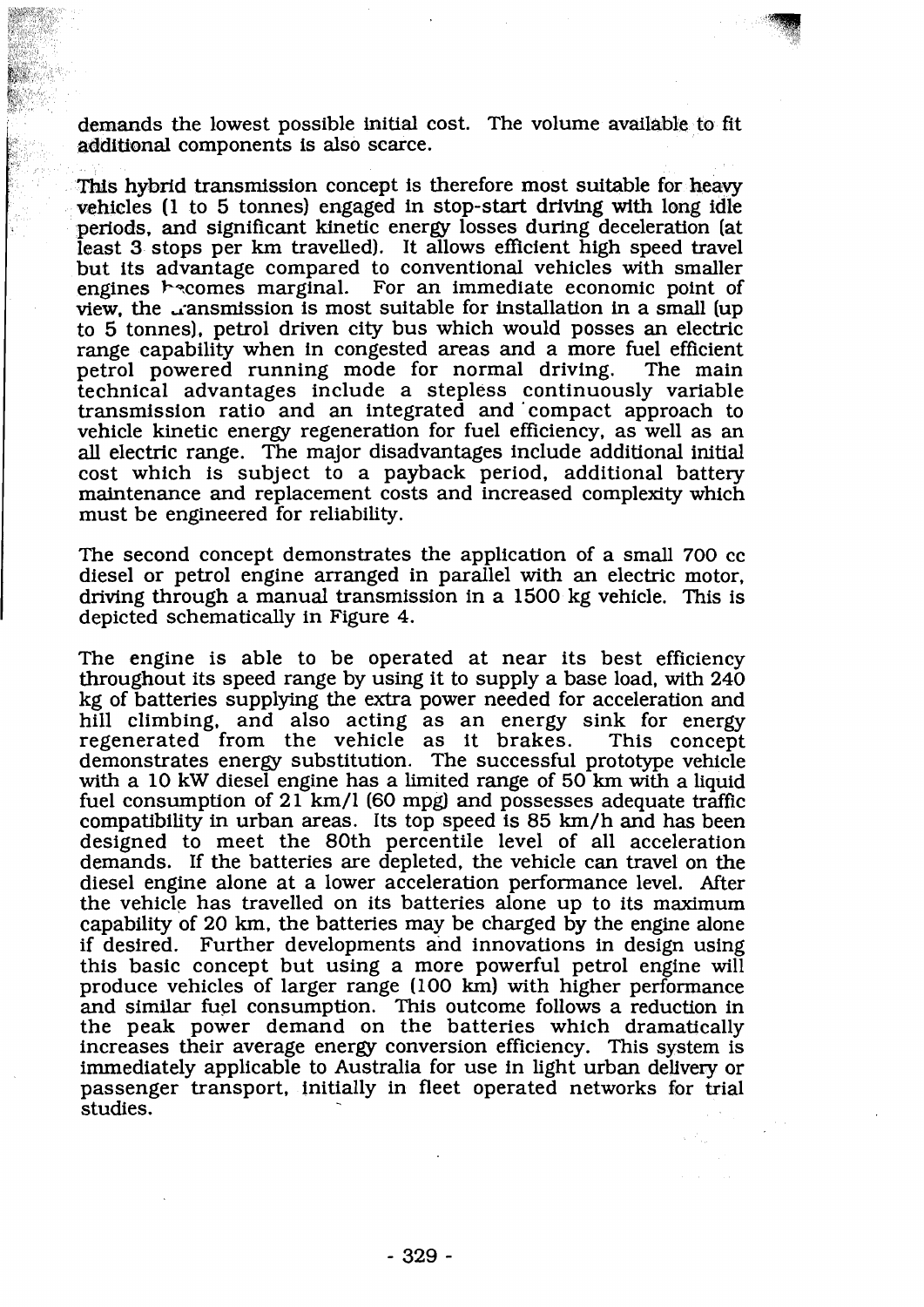demands the lowest possible initial cost. The volume available to fit additional components is also scarce.

This hybrid transmission concept is therefore most suitable for heavy vehicles (1 to 5 tonnes) engaged in stop-start driving with long idle periods, and significant kinetic energy losses during deceleration (at least 3 stops per km travelled). It allows efficient high speed travel but its advantage compared to conventional vehicles with smaller engines becomes marginal. For an immediate economic point of view, the transmission is most suitable for installation in a small (up to 5 tonnes), petrol driven city bus which would posses an electric range capability when in congested areas and a more fuel efficient petrol powered running mode for normal driving. The main technical advantages include a stepless continuously variable transmission ratio and an integrated and compact approach to vehicle kinetic energy regeneration for fuel efficiency, as well as an all electric range. The major disadvantages include additional initial cost which is subject to a payback period, additional battery maintenance and replacement costs and increased complexity which must be engineered for reliability.

The second concept demonstrates the application of a small 700 cc diesel or petrol engine arranged in parallel with an electric motor, driving through a manual transmission in a 1500 kg vehicle. This is depicted schematically in Figure 4.

The engine is able to be operated at near its best efficiency throughout its speed range by using it to supply a base load, with 240 kg of batteries supplying the extra power needed for acceleration and hill climbing, and also acting as an energy sink for energy regenerated from the vehicle as it brakes. This concept demonstrates energy substitution. The successful prototype vehicle with a 10 kW diesel engine has a limited range of 50 km with a liquid fuel consumption of 21 km/l (60 mpg) and possesses adequate traffic compatibility in urban areas. Its top speed is 85 km/h and has been designed to meet the 80th percentile level of all acceleration demands. If the batteries are depleted, the vehicle can travel on the diesel engine alone at a lower acceleration performance level. After the vehicle has travelled on its batteries alone up to its maximum capability of 20 km, the batteries may be charged by the engine alone if desired. Further developments and innovations in design using this basic concept but using a more powerful petrol engine will produce vehicles of larger range (100 km) with higher performance and similar fuel consumption. This outcome follows a reduction in the peak power demand on the batteries which dramatically increases their average energy conversion efficiency. This system is immediately applicable to Australia for use in light urban delivery or passenger transport, initially in fleet operated networks for trial studies.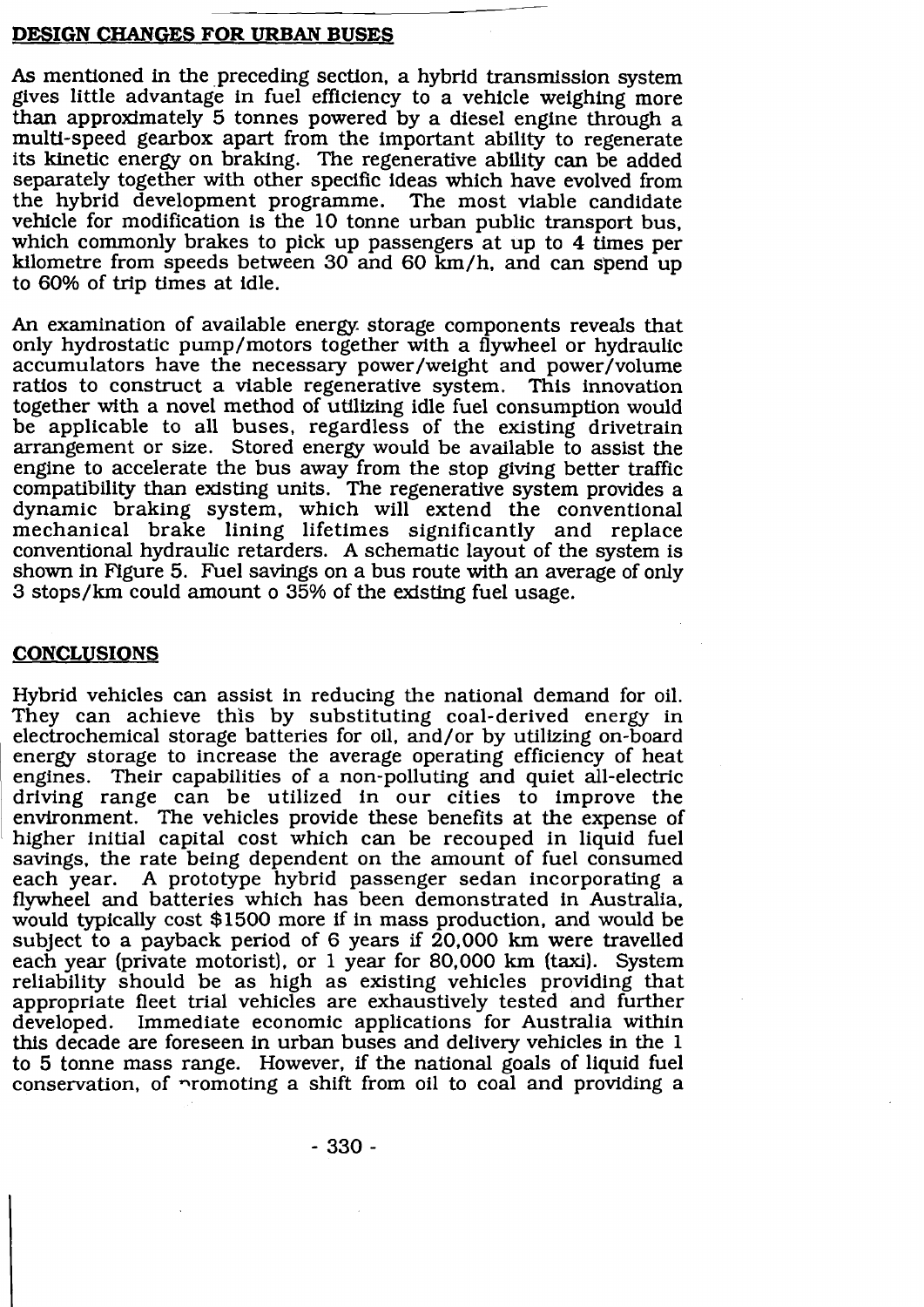## DESIGN CHANGES FOR URBAN BUSES

As mentioned in the preceding section, a hybrid transmission system gives little advantage in fuel efficiency to a vehicle weighing more than approximately 5 tonnes powered by a diesel engine through a multi-speed gearbox apart from the important ability to regenerate its kinetic energy on braking. The regenerative ability can be added separately together with other specific ideas which have evolved from the hybrid development programme. The most viable candidate vehicle for modification is the 10 tonne urban public transport bus, which commonly brakes to pick up passengers at up to 4 times per kilometre from speeds between 30 and 60 km/h, and can spend up to 60% of trip times at idle.

An examination of available energy storage components reveals that only hydrostatic pump/motors together with a flywheel or hydraulic accumulators have the necessary power/weight and power/volume ratios to construct a viable regenerative system. This innovation together with a novel method of utilizing idle fuel consumption would be applicable to all buses, regardless of the existing drivetrain arrangement or size. Stored energy would be available to assist the engine to accelerate the bus away from the stop giving better traffic compatibility than existing units. The regenerative system provides a dynamic braking system, which will extend the conventional mechanical brake lining lifetimes significantly and replace conventional hydraulic retarders. A schematic layout of the system is shown in Figure 5. Fuel savings on a bus route with an average of only 3 stops/km could amount o 35% of the existing fuel usage.

## CONCLUSIONS

Hybrid vehicles can assist in reducing the national demand for oil. They can achieve this by substituting coal-derived energy in electrochemical storage batteries for oil, and/or by utilizing on-board energy storage to increase the average operating efficiency of heat engines. Their capabilities of a non-polluting and quiet all-electric driving range can be utilized in our cities to improve the environment. The vehicles provide these benefits at the expense of higher initial capital cost which can be recouped in liquid fuel savings, the rate being dependent on the amount of fuel consumed each year. A prototype hybrid passenger sedan incorporating a flywheel and batteries which has been demonstrated in Australia, would typically cost $1500 more if in mass production, and would be subject to a payback period of 6 years if 20,000 km were travelled each year (private motorist), or 1 year for 80,000 km (taxi). System reliability should be as high as existing vehicles providing that appropriate fleet trial vehicles are exhaustively tested and further developed. Immediate economic applications for Australia within this decade are foreseen in urban buses and delivery vehicles in the 1 to 5 tonne mass range. However, if the national goals of liquid fuel conservation, of promoting a shift from oil to coal and providing a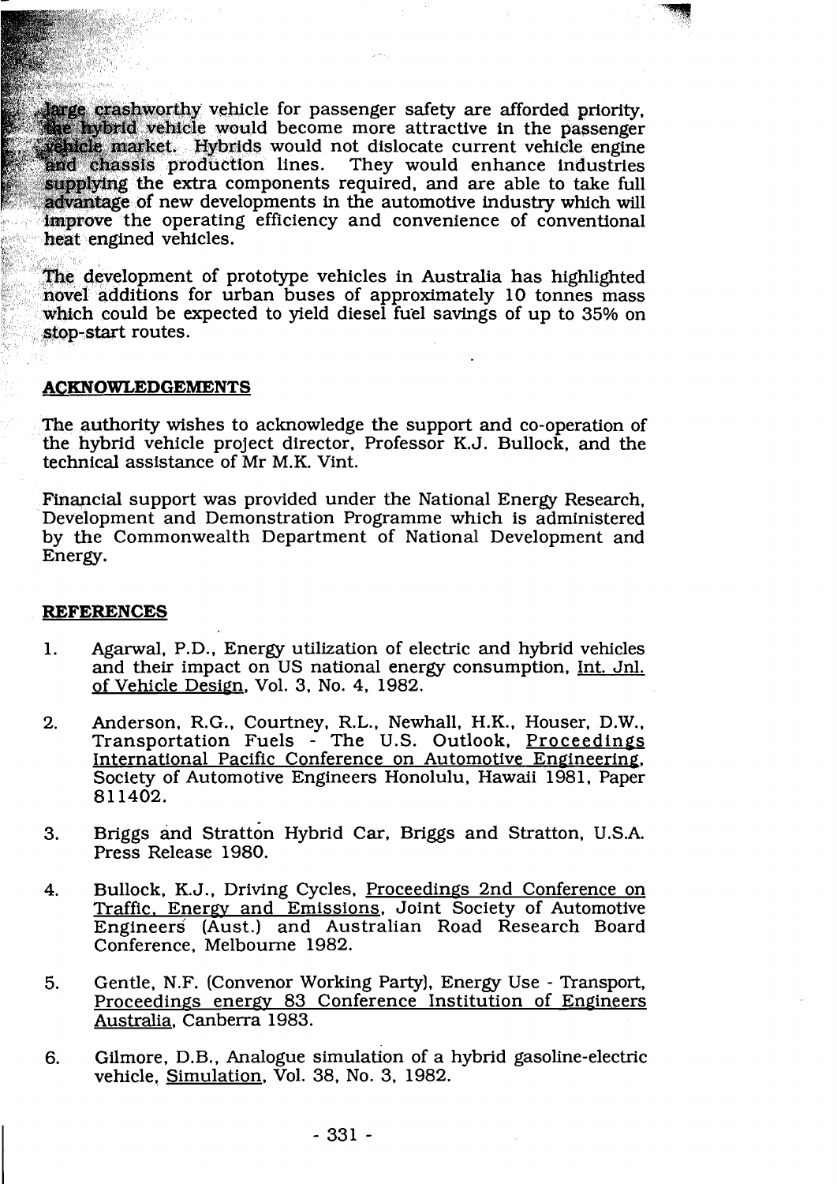large crashworthy vehicle for passenger safety are afforded priority, the hybrid vehicle would become more attractive in the passenger vehicle market. Hybrids would not dislocate current vehicle engine and chassis production lines. They would enhance industries supplying the extra components required, and are able to take full advantage of new developments in the automotive industry which will improve the operating efficiency and convenience of conventional heat engined vehicles.

The development of prototype vehicles in Australia has highlighted novel additions for urban buses of approximately 10 tonnes mass which could be expected to yield diesel fuel savings of up to 35% on stop-start routes.

## ACKNOWLEDGEMENTS

The authority wishes to acknowledge the support and co-operation of the hybrid vehicle project director, Professor K.J. Bullock, and the technical assistance of Mr M.K. Vint.

Financial support was provided under the National Energy Research, Development and Demonstration Programme which is administered by the Commonwealth Department of National Development and Energy.

## REFERENCES

1. Agarwal, P.D., Energy utilization of electric and hybrid vehicles and their impact on US national energy consumption, Int. Jnl. of Vehicle Design, Vol. 3, No. 4, 1982.

2. Anderson, R.G., Courtney, R.L., Newhall, H.K., Houser, D.W., Transportation Fuels - The U.S. Outlook, Proceedings International Pacific Conference on Automotive Engineering, Society of Automotive Engineers Honolulu, Hawaii 1981, Paper 811402.

3. Briggs and Stratton Hybrid Car, Briggs and Stratton, U.S.A. Press Release 1980.

4. Bullock, K.J., Driving Cycles, Proceedings 2nd Conference on Traffic, Energy and Emissions, Joint Society of Automotive Engineers (Aust.) and Australian Road Research Board Conference, Melbourne 1982.

5. Gentle, N.F. (Convenor Working Party), Energy Use - Transport, Proceedings energy 83 Conference Institution of Engineers Australia, Canberra 1983.

6. Gilmore, D.B., Analogue simulation of a hybrid gasoline-electric vehicle, Simulation, Vol. 38, No. 3, 1982.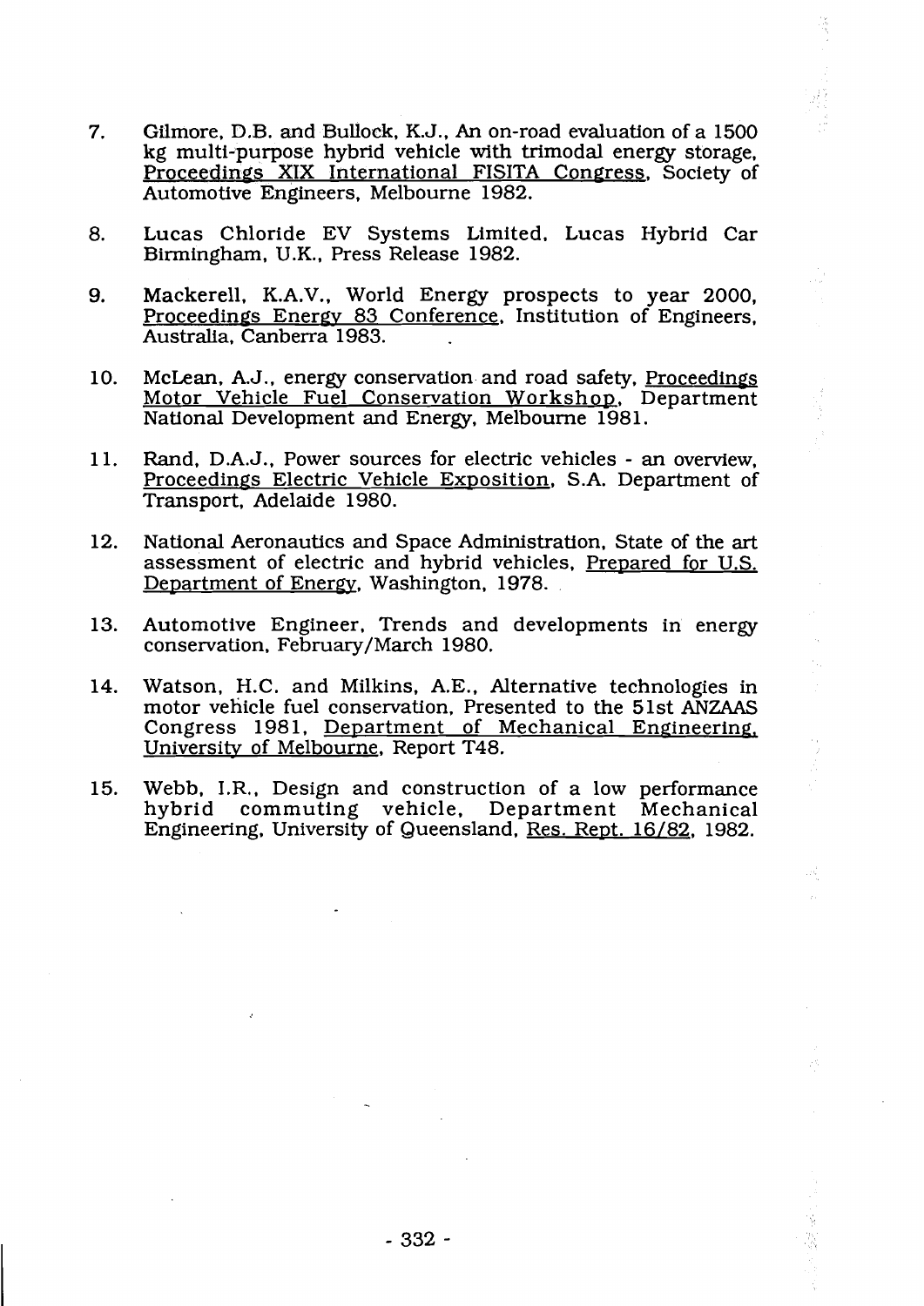7. Gilmore, D.B. and Bullock, K.J., An on-road evaluation of a 1500 kg multi-purpose hybrid vehicle with trimodal energy storage, Proceedings XIX International FISITA Congress, Society of Automotive Engineers, Melbourne 1982.

8. Lucas Chloride EV Systems Limited, Lucas Hybrid Car Birmingham, U.K., Press Release 1982.

9. Mackerell, K.A.V., World Energy prospects to year 2000, Proceedings Energy 83 Conference, Institution of Engineers, Australia, Canberra 1983.

10. McLean, A.J., energy conservation and road safety, Proceedings Motor Vehicle Fuel Conservation Workshop, Department National Development and Energy, Melbourne 1981.

11. Rand, D.A.J., Power sources for electric vehicles - an overview, Proceedings Electric Vehicle Exposition, S.A. Department of Transport, Adelaide 1980.

12. National Aeronautics and Space Administration, State of the art assessment of electric and hybrid vehicles, Prepared for U.S. Department of Energy, Washington, 1978.

13. Automotive Engineer, Trends and developments in energy conservation, February/March 1980.

14. Watson, H.C. and Milkins, A.E., Alternative technologies in motor vehicle fuel conservation, Presented to the 51st ANZAAS Congress 1981, Department of Mechanical Engineering, University of Melbourne, Report T48.

15. Webb, I.R., Design and construction of a low performance hybrid commuting vehicle, Department Mechanical Engineering, University of Queensland, Res. Rept. 16/82, 1982.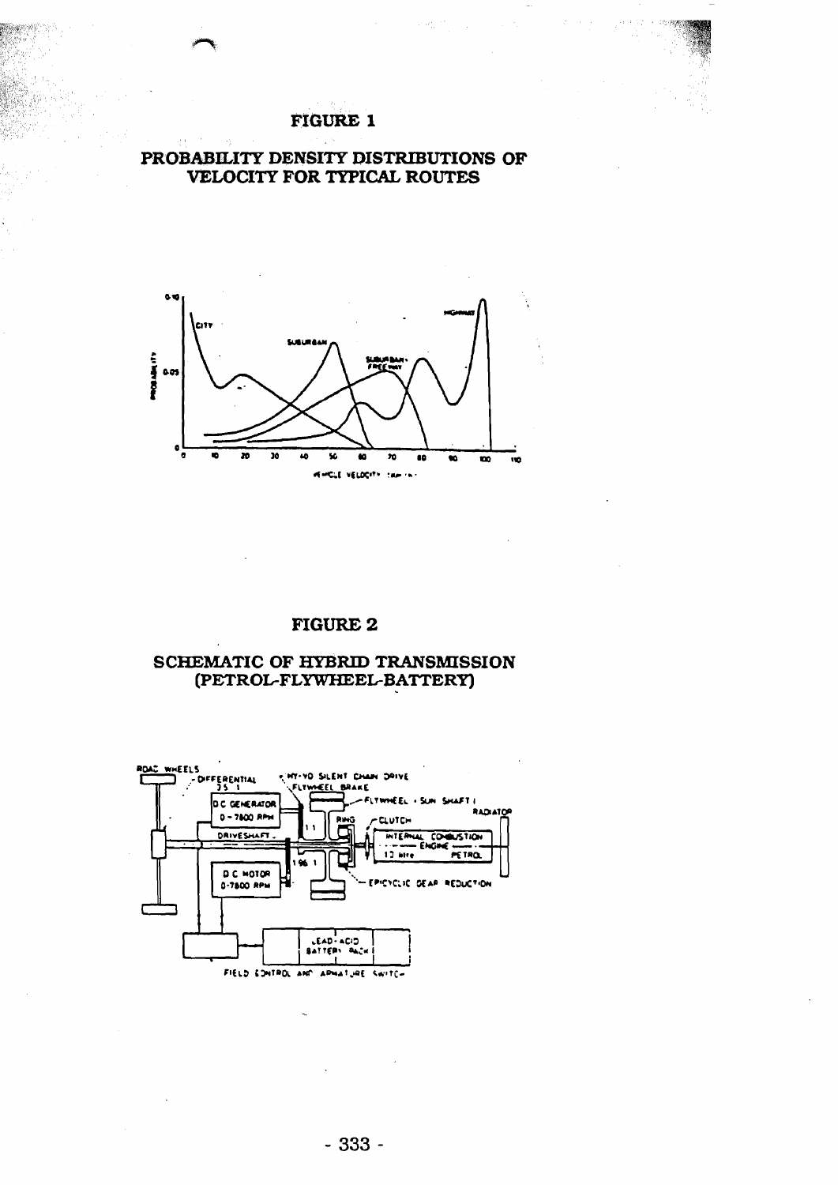# FIGURE 1

## PROBABILITY DENSITY DISTRIBUTIONS OF VELOCITY FOR TYPICAL ROUTES

# FIGURE 2

## SCHEMATIC OF HYBRID TRANSMISSION (PETROL-FLYWHEEL-BATTERY)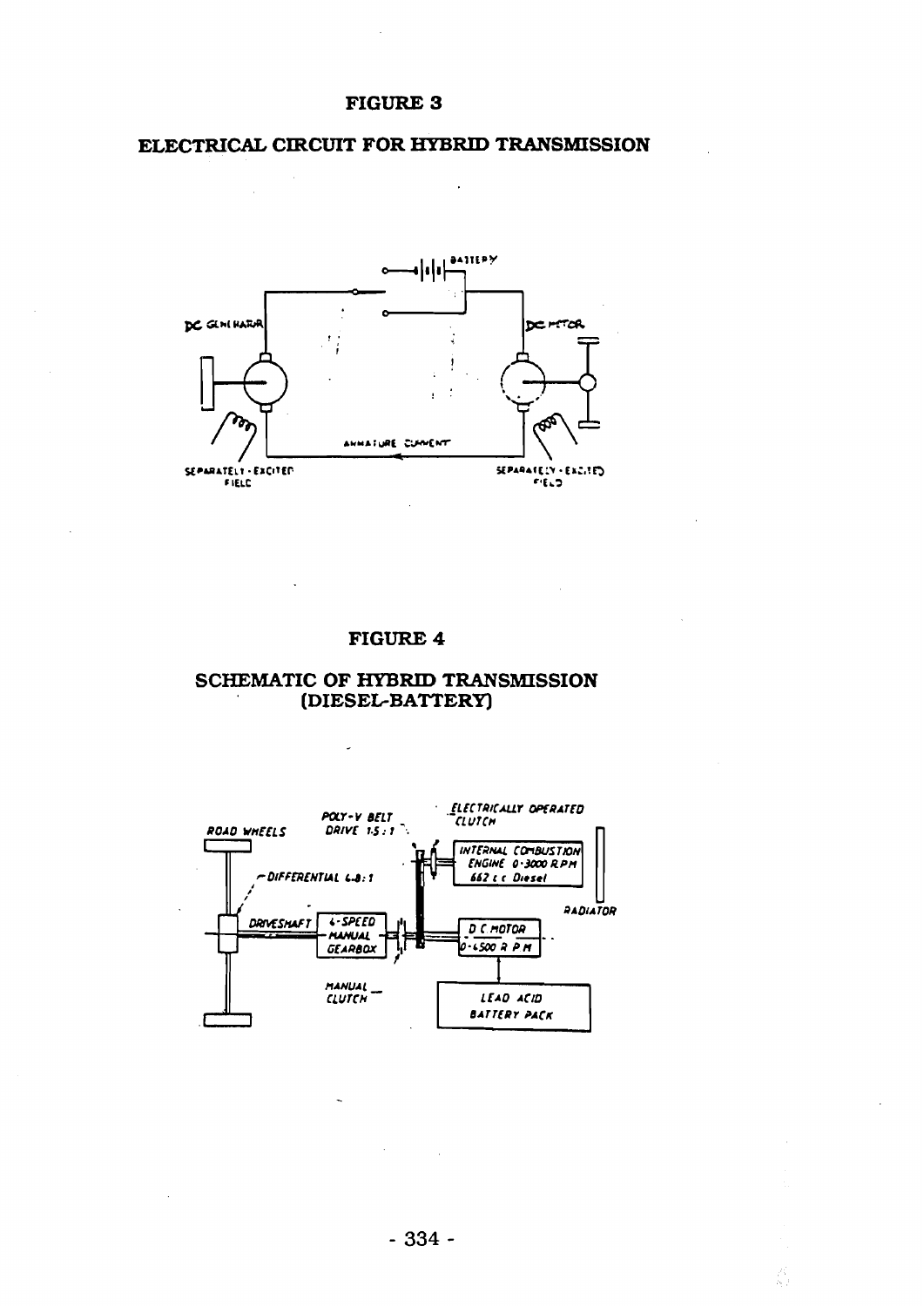# FIGURE 3

## ELECTRICAL CIRCUIT FOR HYBRID TRANSMISSION

# FIGURE 4

## SCHEMATIC OF HYBRID TRANSMISSION (DIESEL-BATTERY)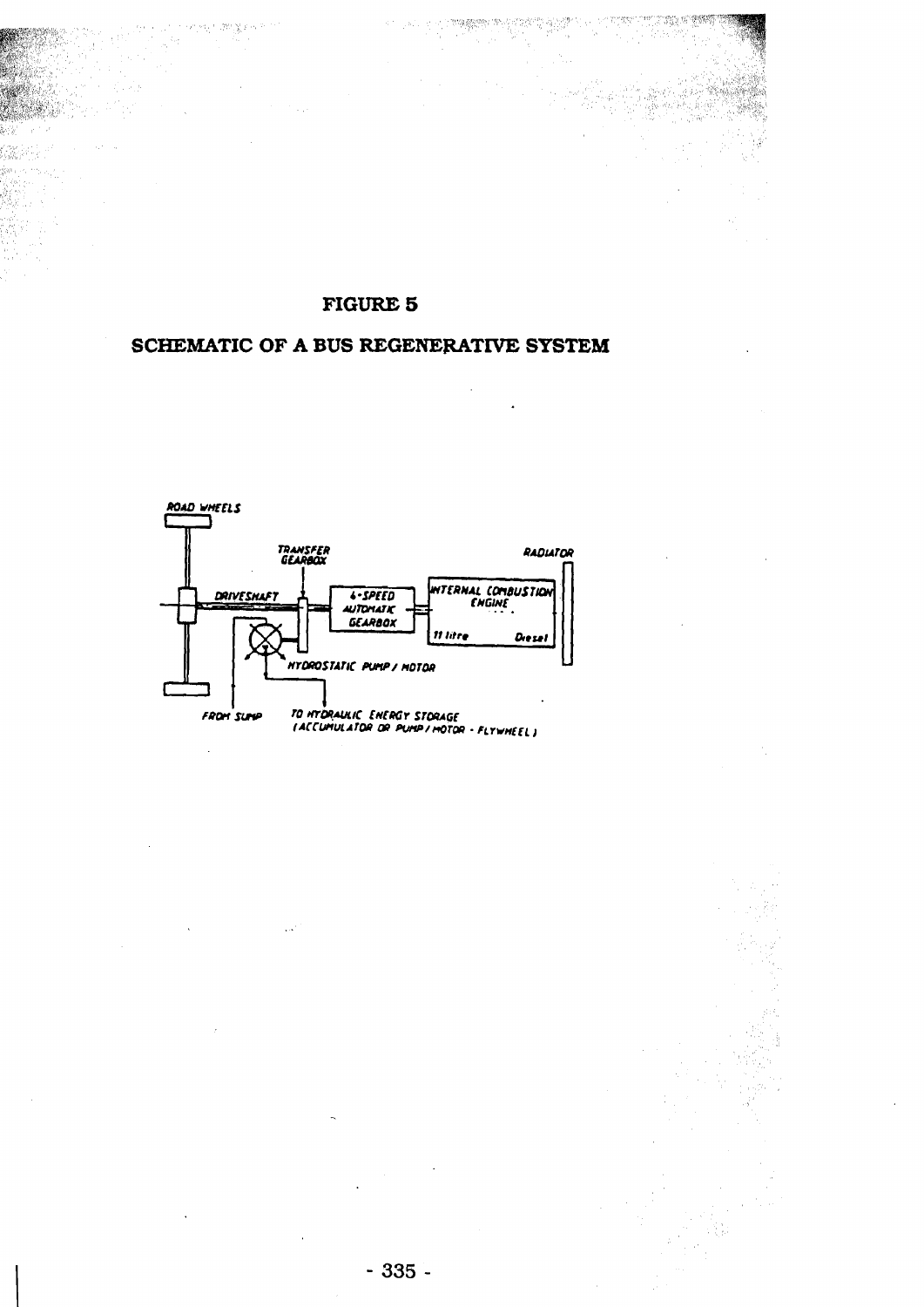**FIGURE 5**

**SCHEMATIC OF A BUS REGENERATIVE SYSTEM**

ROAD WHEELS

TRANSFER GEARBOX

RADIATOR

DRIVESHAFT

4-SPEED AUTOMATIC GEARBOX

INTERNAL COMBUSTION ENGINE

11 litre Diesel

HYDROSTATIC PUMP / MOTOR

FROM SUMP

TO HYDRAULIC ENERGY STORAGE (ACCUMULATOR OR PUMP / MOTOR - FLYWHEEL)